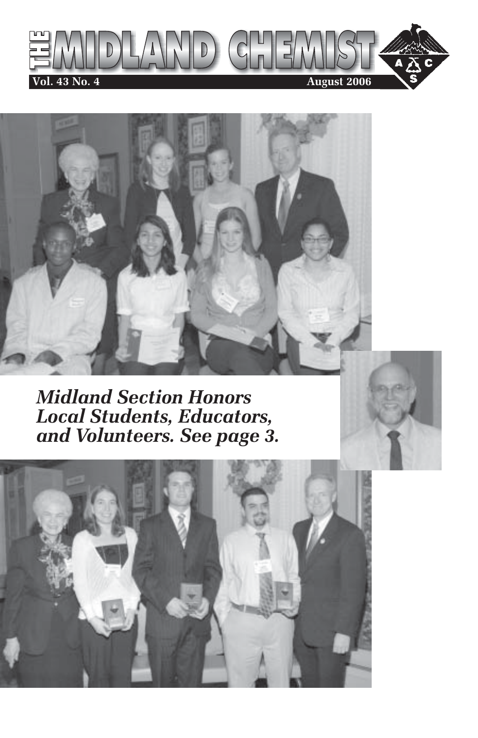# THE MIDLAND CHEMIST

**Vol. 43 No. 4** **August 2006**

*Midland Section Honors Local Students, Educators, and Volunteers. See page 3.*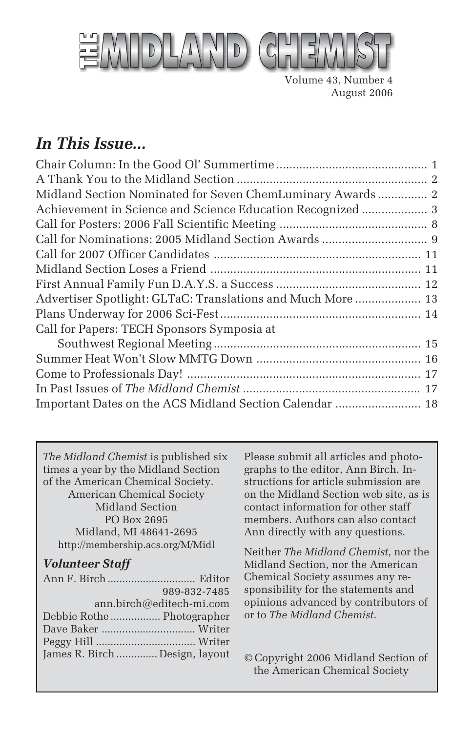# THE MIDLAND CHEMIST

Volume 43, Number 4
August 2006

## *In This Issue...*

| | |
|---|---|
| Chair Column: In the Good Ol' Summertime | 1 |
| A Thank You to the Midland Section | 2 |
| Midland Section Nominated for Seven ChemLuminary Awards | 2 |
| Achievement in Science and Science Education Recognized | 3 |
| Call for Posters: 2006 Fall Scientific Meeting | 8 |
| Call for Nominations: 2005 Midland Section Awards | 9 |
| Call for 2007 Officer Candidates | 11 |
| Midland Section Loses a Friend | 11 |
| First Annual Family Fun D.A.Y.S. a Success | 12 |
| Advertiser Spotlight: GLTaC: Translations and Much More | 13 |
| Plans Underway for 2006 Sci-Fest | 14 |
| Call for Papers: TECH Sponsors Symposia at Southwest Regional Meeting | 15 |
| Summer Heat Won't Slow MMTG Down | 16 |
| Come to Professionals Day! | 17 |
| In Past Issues of *The Midland Chemist* | 17 |
| Important Dates on the ACS Midland Section Calendar | 18 |

*The Midland Chemist* is published six times a year by the Midland Section of the American Chemical Society.

American Chemical Society
Midland Section
PO Box 2695
Midland, MI 48641-2695
http://membership.acs.org/M/Midl

### *Volunteer Staff*

Ann F. Birch .... Editor
989-832-7485
ann.birch@editech-mi.com
Debbie Rothe .... Photographer
Dave Baker .... Writer
Peggy Hill .... Writer
James R. Birch .... Design, layout

Please submit all articles and photographs to the editor, Ann Birch. Instructions for article submission are on the Midland Section web site, as is contact information for other staff members. Authors can also contact Ann directly with any questions.

Neither *The Midland Chemist*, nor the Midland Section, nor the American Chemical Society assumes any responsibility for the statements and opinions advanced by contributors of or to *The Midland Chemist*.

© Copyright 2006 Midland Section of the American Chemical Society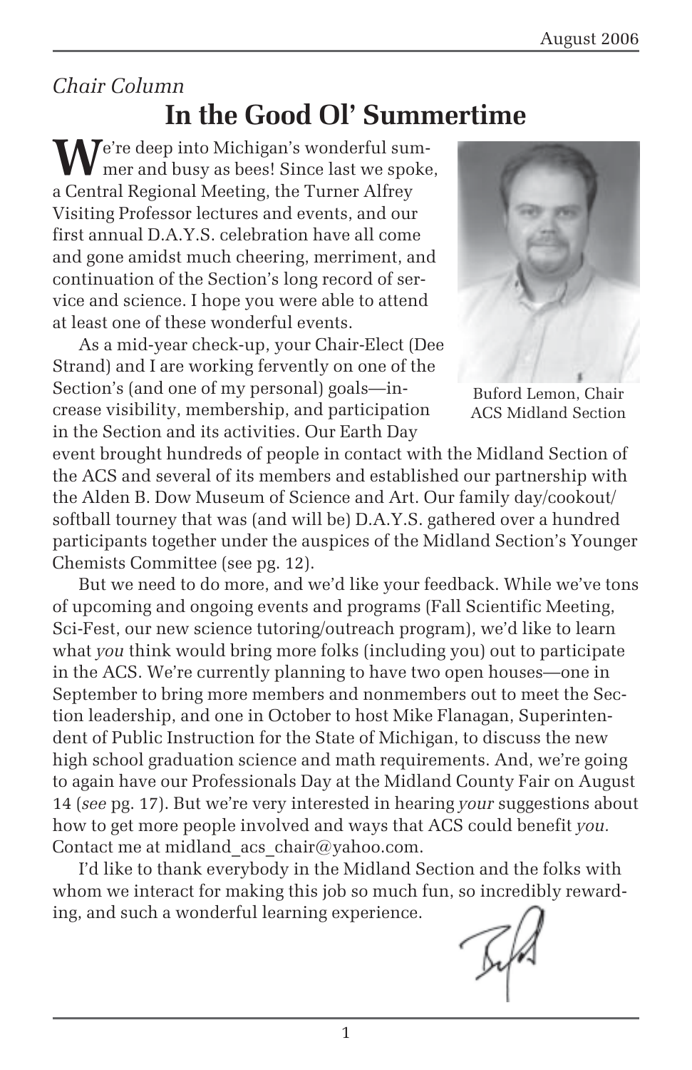*Chair Column*

# In the Good Ol' Summertime

We're deep into Michigan's wonderful summer and busy as bees! Since last we spoke, a Central Regional Meeting, the Turner Alfrey Visiting Professor lectures and events, and our first annual D.A.Y.S. celebration have all come and gone amidst much cheering, merriment, and continuation of the Section's long record of service and science. I hope you were able to attend at least one of these wonderful events.

Buford Lemon, Chair ACS Midland Section

As a mid-year check-up, your Chair-Elect (Dee Strand) and I are working fervently on one of the Section's (and one of my personal) goals—increase visibility, membership, and participation in the Section and its activities. Our Earth Day event brought hundreds of people in contact with the Midland Section of the ACS and several of its members and established our partnership with the Alden B. Dow Museum of Science and Art. Our family day/cookout/softball tourney that was (and will be) D.A.Y.S. gathered over a hundred participants together under the auspices of the Midland Section's Younger Chemists Committee (see pg. 12).

But we need to do more, and we'd like your feedback. While we've tons of upcoming and ongoing events and programs (Fall Scientific Meeting, Sci-Fest, our new science tutoring/outreach program), we'd like to learn what *you* think would bring more folks (including you) out to participate in the ACS. We're currently planning to have two open houses—one in September to bring more members and nonmembers out to meet the Section leadership, and one in October to host Mike Flanagan, Superintendent of Public Instruction for the State of Michigan, to discuss the new high school graduation science and math requirements. And, we're going to again have our Professionals Day at the Midland County Fair on August 14 (*see* pg. 17). But we're very interested in hearing *your* suggestions about how to get more people involved and ways that ACS could benefit *you*. Contact me at midland_acs_chair@yahoo.com.

I'd like to thank everybody in the Midland Section and the folks with whom we interact for making this job so much fun, so incredibly rewarding, and such a wonderful learning experience.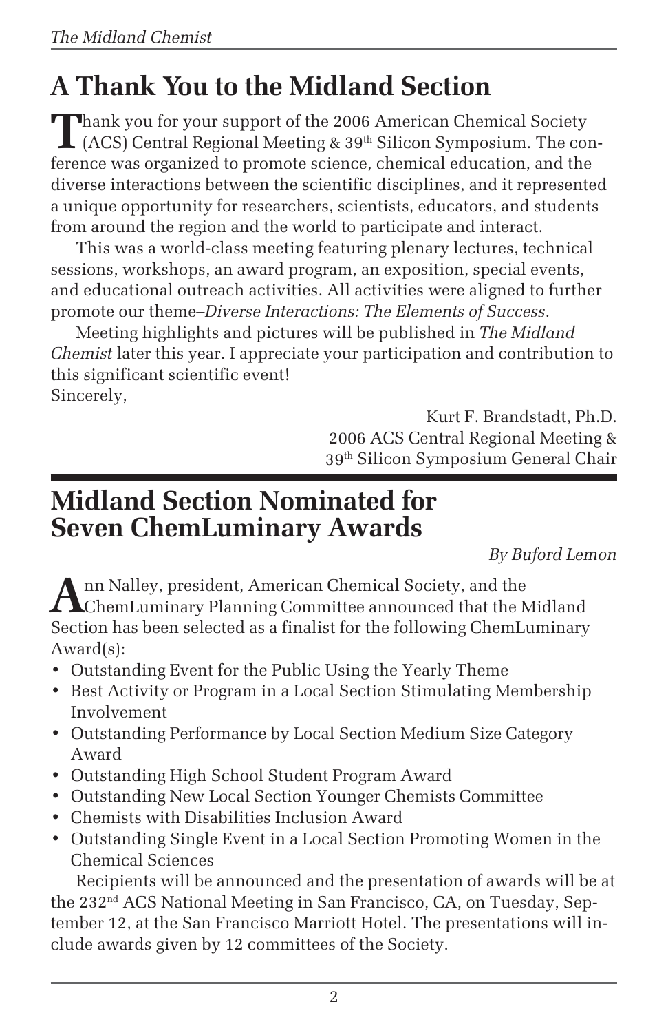# A Thank You to the Midland Section

Thank you for your support of the 2006 American Chemical Society (ACS) Central Regional Meeting & 39th Silicon Symposium. The conference was organized to promote science, chemical education, and the diverse interactions between the scientific disciplines, and it represented a unique opportunity for researchers, scientists, educators, and students from around the region and the world to participate and interact.

This was a world-class meeting featuring plenary lectures, technical sessions, workshops, an award program, an exposition, special events, and educational outreach activities. All activities were aligned to further promote our theme–*Diverse Interactions: The Elements of Success*.

Meeting highlights and pictures will be published in *The Midland Chemist* later this year. I appreciate your participation and contribution to this significant scientific event!

Sincerely,

Kurt F. Brandstadt, Ph.D.
2006 ACS Central Regional Meeting &
39th Silicon Symposium General Chair

# Midland Section Nominated for Seven ChemLuminary Awards

*By Buford Lemon*

Ann Nalley, president, American Chemical Society, and the ChemLuminary Planning Committee announced that the Midland Section has been selected as a finalist for the following ChemLuminary Award(s):

- Outstanding Event for the Public Using the Yearly Theme
- Best Activity or Program in a Local Section Stimulating Membership Involvement
- Outstanding Performance by Local Section Medium Size Category Award
- Outstanding High School Student Program Award
- Outstanding New Local Section Younger Chemists Committee
- Chemists with Disabilities Inclusion Award
- Outstanding Single Event in a Local Section Promoting Women in the Chemical Sciences

Recipients will be announced and the presentation of awards will be at the 232nd ACS National Meeting in San Francisco, CA, on Tuesday, September 12, at the San Francisco Marriott Hotel. The presentations will include awards given by 12 committees of the Society.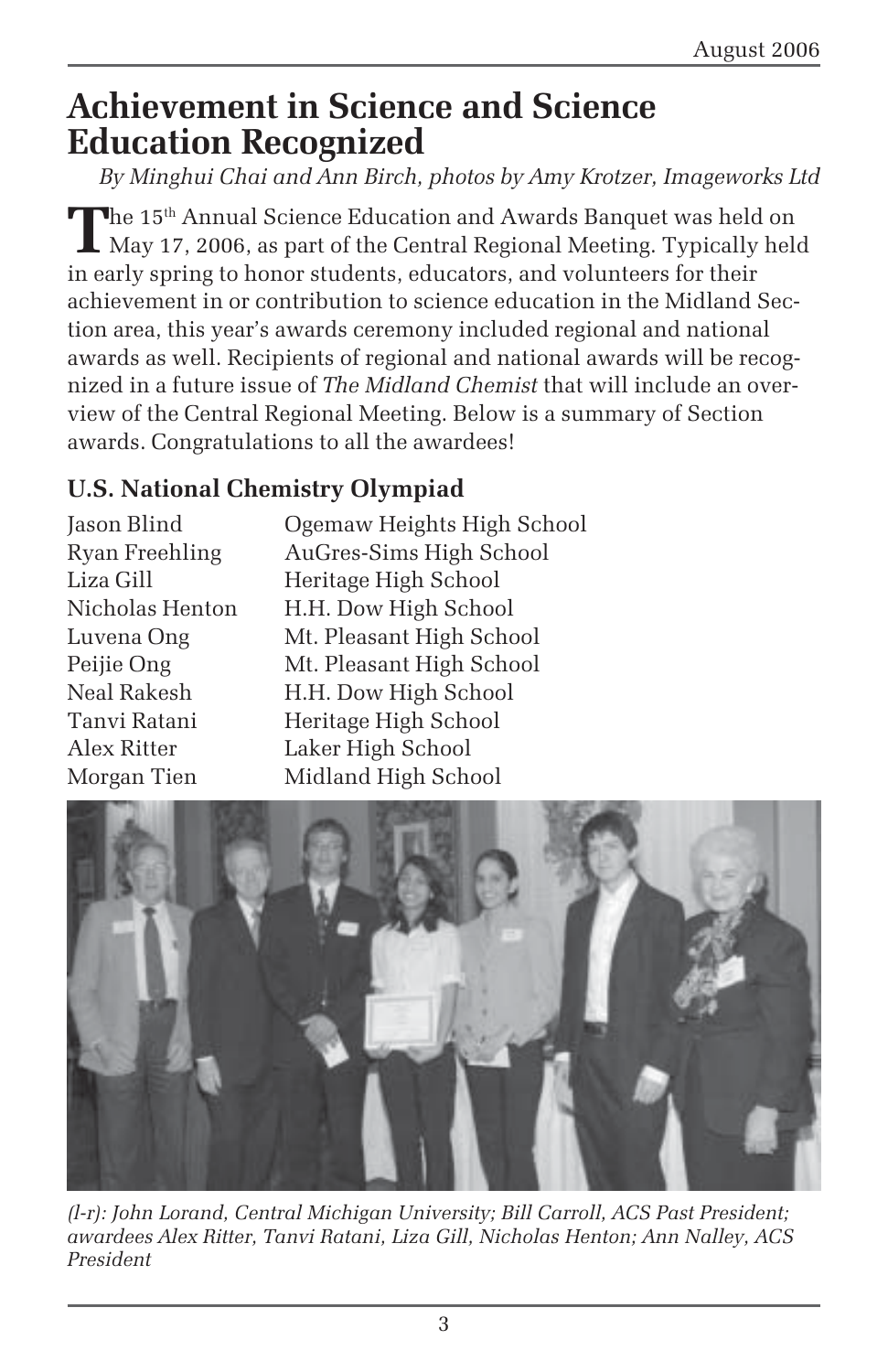# Achievement in Science and Science Education Recognized

*By Minghui Chai and Ann Birch, photos by Amy Krotzer, Imageworks Ltd*

The 15th Annual Science Education and Awards Banquet was held on May 17, 2006, as part of the Central Regional Meeting. Typically held in early spring to honor students, educators, and volunteers for their achievement in or contribution to science education in the Midland Section area, this year's awards ceremony included regional and national awards as well. Recipients of regional and national awards will be recognized in a future issue of *The Midland Chemist* that will include an overview of the Central Regional Meeting. Below is a summary of Section awards. Congratulations to all the awardees!

## U.S. National Chemistry Olympiad

| | |
|---|---|
| Jason Blind | Ogemaw Heights High School |
| Ryan Freehling | AuGres-Sims High School |
| Liza Gill | Heritage High School |
| Nicholas Henton | H.H. Dow High School |
| Luvena Ong | Mt. Pleasant High School |
| Peijie Ong | Mt. Pleasant High School |
| Neal Rakesh | H.H. Dow High School |
| Tanvi Ratani | Heritage High School |
| Alex Ritter | Laker High School |
| Morgan Tien | Midland High School |

*(l-r): John Lorand, Central Michigan University; Bill Carroll, ACS Past President; awardees Alex Ritter, Tanvi Ratani, Liza Gill, Nicholas Henton; Ann Nalley, ACS President*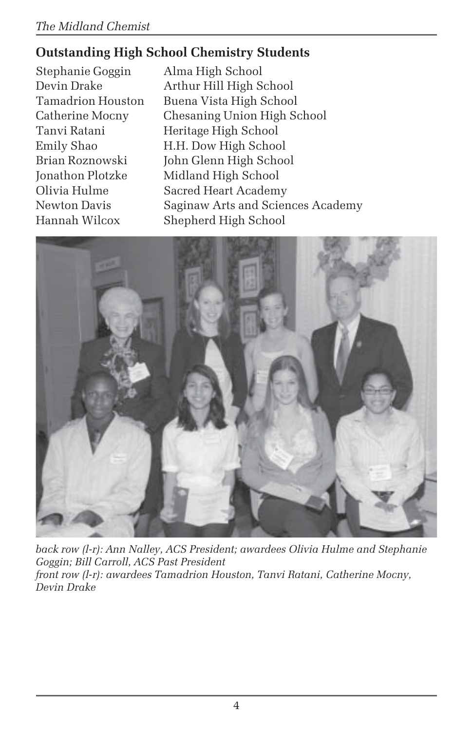## Outstanding High School Chemistry Students

| | |
|---|---|
| Stephanie Goggin | Alma High School |
| Devin Drake | Arthur Hill High School |
| Tamadrion Houston | Buena Vista High School |
| Catherine Mocny | Chesaning Union High School |
| Tanvi Ratani | Heritage High School |
| Emily Shao | H.H. Dow High School |
| Brian Roznowski | John Glenn High School |
| Jonathon Plotzke | Midland High School |
| Olivia Hulme | Sacred Heart Academy |
| Newton Davis | Saginaw Arts and Sciences Academy |
| Hannah Wilcox | Shepherd High School |

*back row (l-r): Ann Nalley, ACS President; awardees Olivia Hulme and Stephanie Goggin; Bill Carroll, ACS Past President*
*front row (l-r): awardees Tamadrion Houston, Tanvi Ratani, Catherine Mocny, Devin Drake*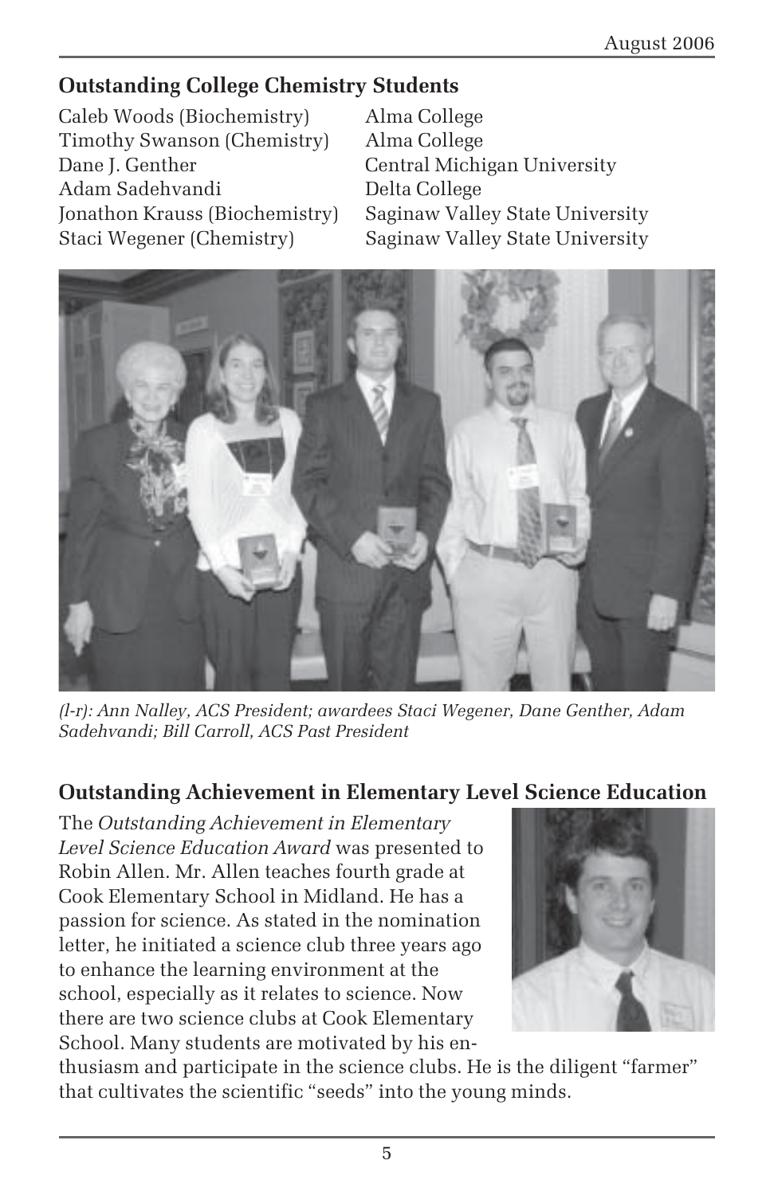## Outstanding College Chemistry Students

| | |
|---|---|
| Caleb Woods (Biochemistry) | Alma College |
| Timothy Swanson (Chemistry) | Alma College |
| Dane J. Genther | Central Michigan University |
| Adam Sadehvandi | Delta College |
| Jonathon Krauss (Biochemistry) | Saginaw Valley State University |
| Staci Wegener (Chemistry) | Saginaw Valley State University |

*(l-r): Ann Nalley, ACS President; awardees Staci Wegener, Dane Genther, Adam Sadehvandi; Bill Carroll, ACS Past President*

## Outstanding Achievement in Elementary Level Science Education

The *Outstanding Achievement in Elementary Level Science Education Award* was presented to Robin Allen. Mr. Allen teaches fourth grade at Cook Elementary School in Midland. He has a passion for science. As stated in the nomination letter, he initiated a science club three years ago to enhance the learning environment at the school, especially as it relates to science. Now there are two science clubs at Cook Elementary School. Many students are motivated by his enthusiasm and participate in the science clubs. He is the diligent "farmer" that cultivates the scientific "seeds" into the young minds.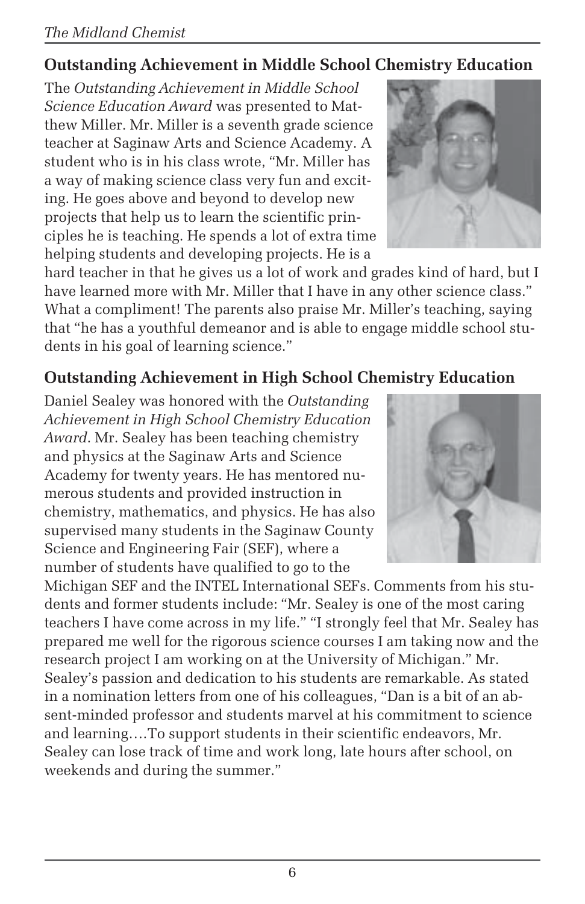## Outstanding Achievement in Middle School Chemistry Education

The *Outstanding Achievement in Middle School Science Education Award* was presented to Matthew Miller. Mr. Miller is a seventh grade science teacher at Saginaw Arts and Science Academy. A student who is in his class wrote, "Mr. Miller has a way of making science class very fun and exciting. He goes above and beyond to develop new projects that help us to learn the scientific principles he is teaching. He spends a lot of extra time helping students and developing projects. He is a hard teacher in that he gives us a lot of work and grades kind of hard, but I have learned more with Mr. Miller that I have in any other science class." What a compliment! The parents also praise Mr. Miller's teaching, saying that "he has a youthful demeanor and is able to engage middle school students in his goal of learning science."

## Outstanding Achievement in High School Chemistry Education

Daniel Sealey was honored with the *Outstanding Achievement in High School Chemistry Education Award*. Mr. Sealey has been teaching chemistry and physics at the Saginaw Arts and Science Academy for twenty years. He has mentored numerous students and provided instruction in chemistry, mathematics, and physics. He has also supervised many students in the Saginaw County Science and Engineering Fair (SEF), where a number of students have qualified to go to the Michigan SEF and the INTEL International SEFs. Comments from his students and former students include: "Mr. Sealey is one of the most caring teachers I have come across in my life." "I strongly feel that Mr. Sealey has prepared me well for the rigorous science courses I am taking now and the research project I am working on at the University of Michigan." Mr. Sealey's passion and dedication to his students are remarkable. As stated in a nomination letters from one of his colleagues, "Dan is a bit of an absent-minded professor and students marvel at his commitment to science and learning….To support students in their scientific endeavors, Mr. Sealey can lose track of time and work long, late hours after school, on weekends and during the summer."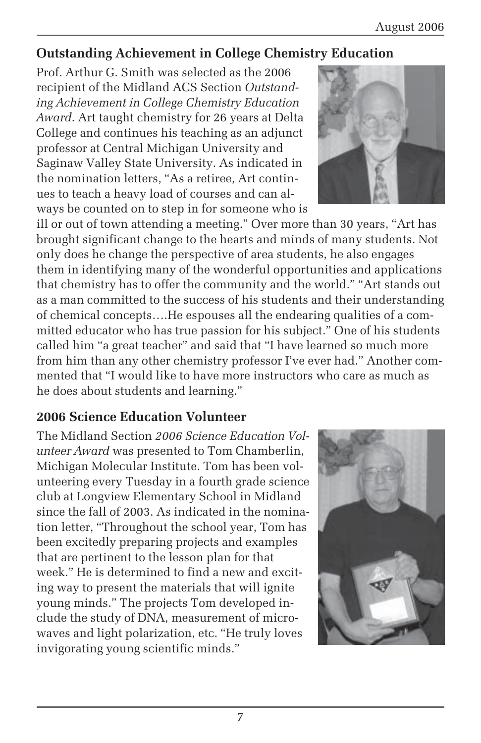## Outstanding Achievement in College Chemistry Education

Prof. Arthur G. Smith was selected as the 2006 recipient of the Midland ACS Section *Outstanding Achievement in College Chemistry Education Award*. Art taught chemistry for 26 years at Delta College and continues his teaching as an adjunct professor at Central Michigan University and Saginaw Valley State University. As indicated in the nomination letters, "As a retiree, Art continues to teach a heavy load of courses and can always be counted on to step in for someone who is ill or out of town attending a meeting." Over more than 30 years, "Art has brought significant change to the hearts and minds of many students. Not only does he change the perspective of area students, he also engages them in identifying many of the wonderful opportunities and applications that chemistry has to offer the community and the world." "Art stands out as a man committed to the success of his students and their understanding of chemical concepts….He espouses all the endearing qualities of a committed educator who has true passion for his subject." One of his students called him "a great teacher" and said that "I have learned so much more from him than any other chemistry professor I've ever had." Another commented that "I would like to have more instructors who care as much as he does about students and learning."

## 2006 Science Education Volunteer

The Midland Section *2006 Science Education Volunteer Award* was presented to Tom Chamberlin, Michigan Molecular Institute. Tom has been volunteering every Tuesday in a fourth grade science club at Longview Elementary School in Midland since the fall of 2003. As indicated in the nomination letter, "Throughout the school year, Tom has been excitedly preparing projects and examples that are pertinent to the lesson plan for that week." He is determined to find a new and exciting way to present the materials that will ignite young minds." The projects Tom developed include the study of DNA, measurement of microwaves and light polarization, etc. "He truly loves invigorating young scientific minds."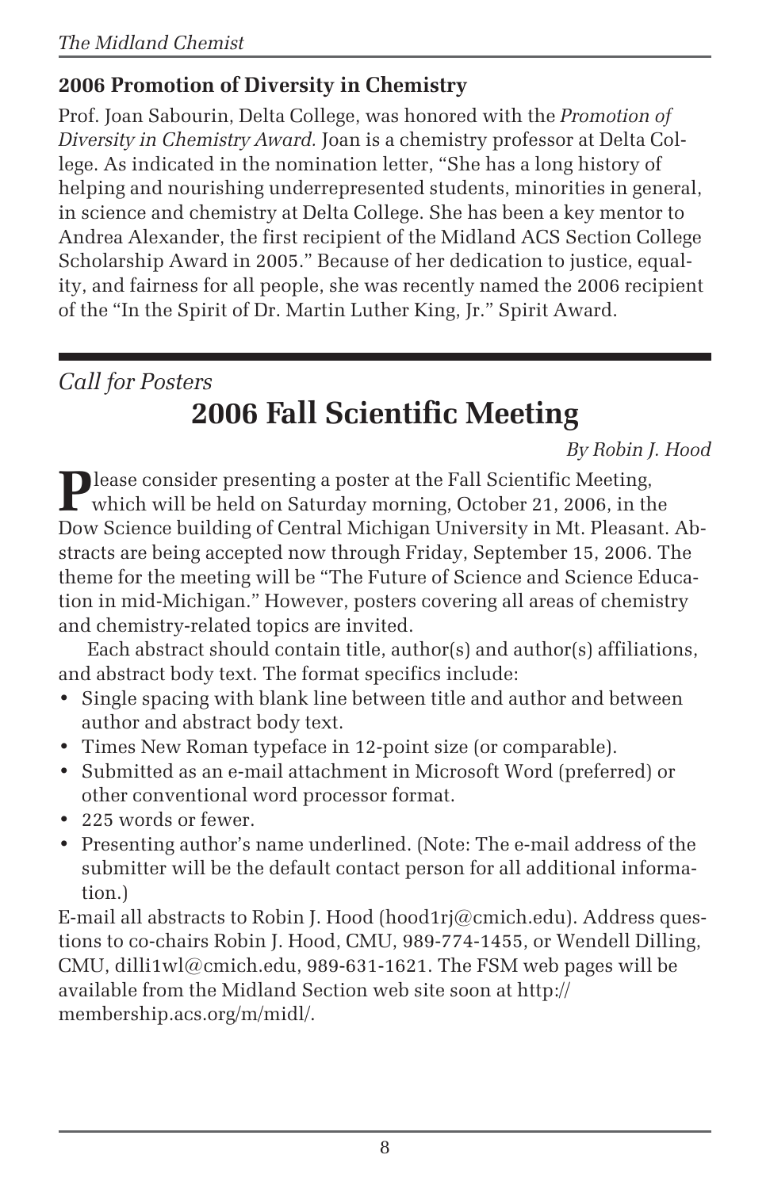## 2006 Promotion of Diversity in Chemistry

Prof. Joan Sabourin, Delta College, was honored with the *Promotion of Diversity in Chemistry Award.* Joan is a chemistry professor at Delta College. As indicated in the nomination letter, "She has a long history of helping and nourishing underrepresented students, minorities in general, in science and chemistry at Delta College. She has been a key mentor to Andrea Alexander, the first recipient of the Midland ACS Section College Scholarship Award in 2005." Because of her dedication to justice, equality, and fairness for all people, she was recently named the 2006 recipient of the "In the Spirit of Dr. Martin Luther King, Jr." Spirit Award.

---

*Call for Posters*

# 2006 Fall Scientific Meeting

*By Robin J. Hood*

Please consider presenting a poster at the Fall Scientific Meeting, which will be held on Saturday morning, October 21, 2006, in the Dow Science building of Central Michigan University in Mt. Pleasant. Abstracts are being accepted now through Friday, September 15, 2006. The theme for the meeting will be "The Future of Science and Science Education in mid-Michigan." However, posters covering all areas of chemistry and chemistry-related topics are invited.

Each abstract should contain title, author(s) and author(s) affiliations, and abstract body text. The format specifics include:

- Single spacing with blank line between title and author and between author and abstract body text.
- Times New Roman typeface in 12-point size (or comparable).
- Submitted as an e-mail attachment in Microsoft Word (preferred) or other conventional word processor format.
- 225 words or fewer.
- Presenting author's name underlined. (Note: The e-mail address of the submitter will be the default contact person for all additional information.)

E-mail all abstracts to Robin J. Hood (hood1rj@cmich.edu). Address questions to co-chairs Robin J. Hood, CMU, 989-774-1455, or Wendell Dilling, CMU, dilli1wl@cmich.edu, 989-631-1621. The FSM web pages will be available from the Midland Section web site soon at http://membership.acs.org/m/midl/.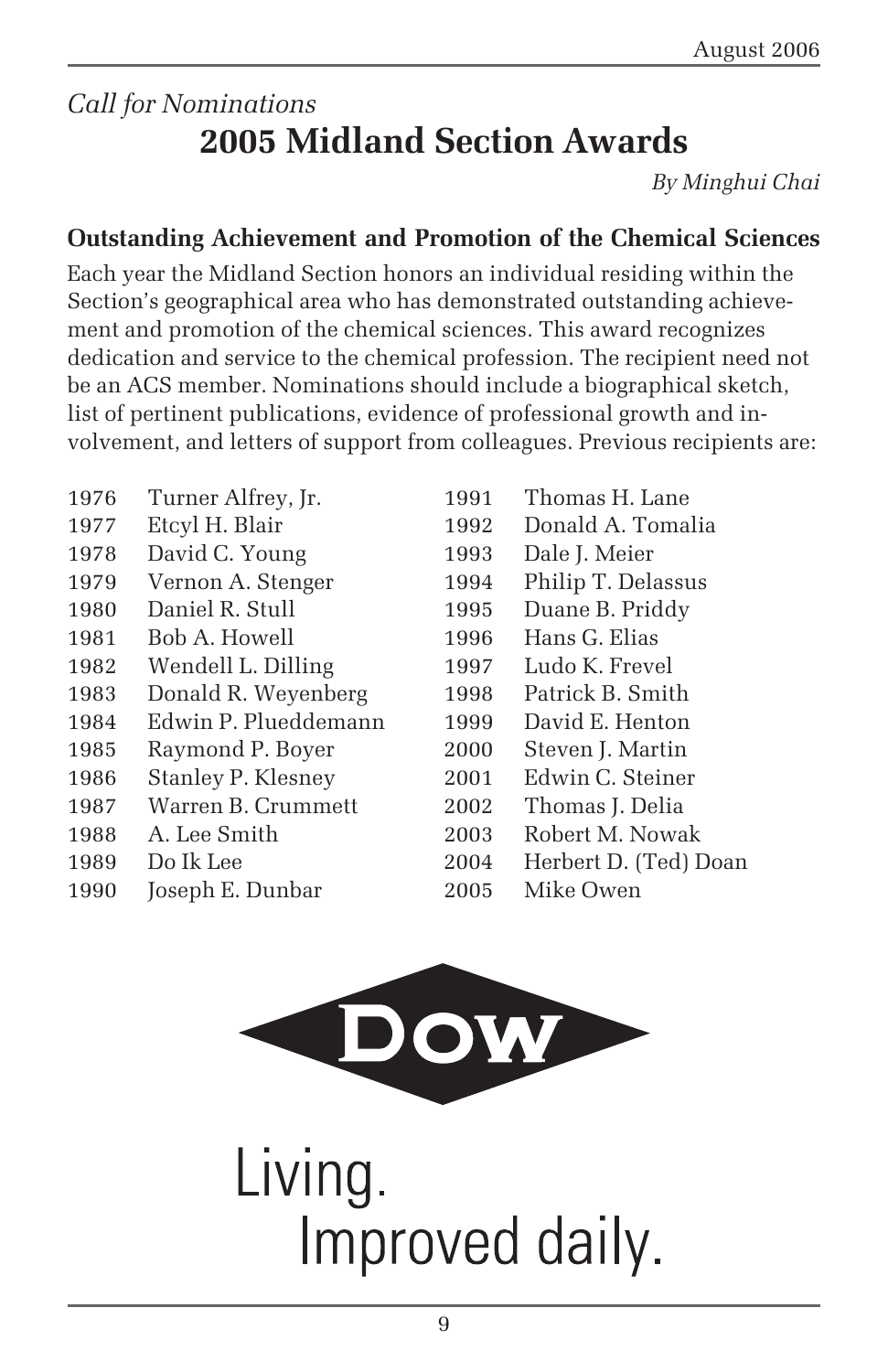*Call for Nominations*

# 2005 Midland Section Awards

*By Minghui Chai*

## Outstanding Achievement and Promotion of the Chemical Sciences

Each year the Midland Section honors an individual residing within the Section's geographical area who has demonstrated outstanding achievement and promotion of the chemical sciences. This award recognizes dedication and service to the chemical profession. The recipient need not be an ACS member. Nominations should include a biographical sketch, list of pertinent publications, evidence of professional growth and involvement, and letters of support from colleagues. Previous recipients are:

| Year | Recipient |
|---|---|
| 1976 | Turner Alfrey, Jr. |
| 1977 | Etcyl H. Blair |
| 1978 | David C. Young |
| 1979 | Vernon A. Stenger |
| 1980 | Daniel R. Stull |
| 1981 | Bob A. Howell |
| 1982 | Wendell L. Dilling |
| 1983 | Donald R. Weyenberg |
| 1984 | Edwin P. Plueddemann |
| 1985 | Raymond P. Boyer |
| 1986 | Stanley P. Klesney |
| 1987 | Warren B. Crummett |
| 1988 | A. Lee Smith |
| 1989 | Do Ik Lee |
| 1990 | Joseph E. Dunbar |
| 1991 | Thomas H. Lane |
| 1992 | Donald A. Tomalia |
| 1993 | Dale J. Meier |
| 1994 | Philip T. Delassus |
| 1995 | Duane B. Priddy |
| 1996 | Hans G. Elias |
| 1997 | Ludo K. Frevel |
| 1998 | Patrick B. Smith |
| 1999 | David E. Henton |
| 2000 | Steven J. Martin |
| 2001 | Edwin C. Steiner |
| 2002 | Thomas J. Delia |
| 2003 | Robert M. Nowak |
| 2004 | Herbert D. (Ted) Doan |
| 2005 | Mike Owen |

DOW

Living.
Improved daily.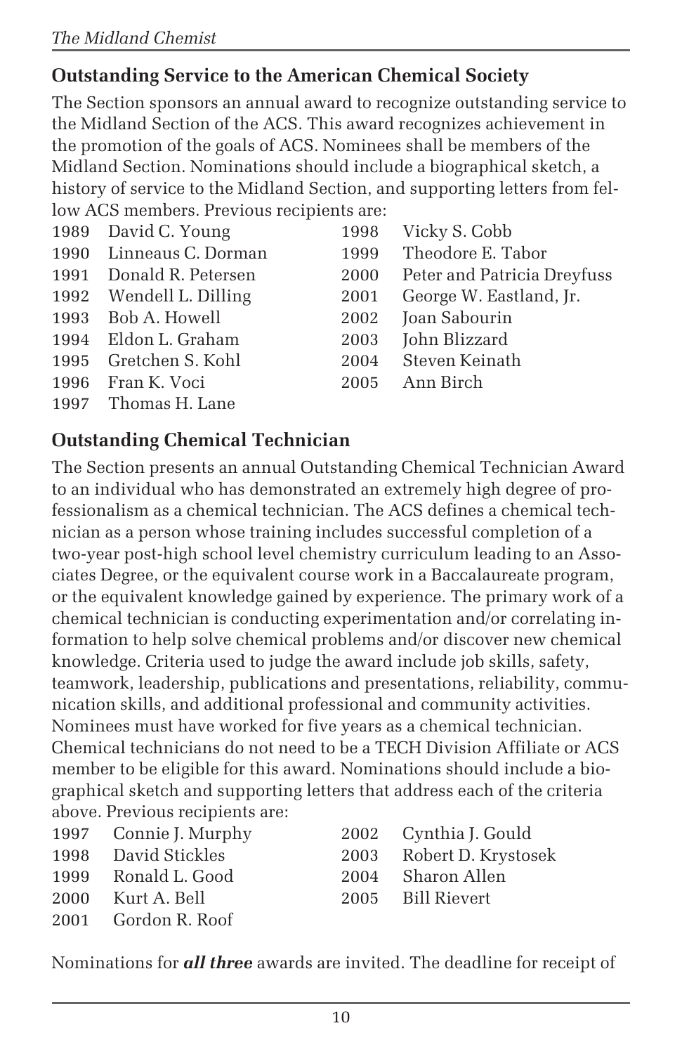## Outstanding Service to the American Chemical Society

The Section sponsors an annual award to recognize outstanding service to the Midland Section of the ACS. This award recognizes achievement in the promotion of the goals of ACS. Nominees shall be members of the Midland Section. Nominations should include a biographical sketch, a history of service to the Midland Section, and supporting letters from fellow ACS members. Previous recipients are:

1989 David C. Young
1990 Linneaus C. Dorman
1991 Donald R. Petersen
1992 Wendell L. Dilling
1993 Bob A. Howell
1994 Eldon L. Graham
1995 Gretchen S. Kohl
1996 Fran K. Voci
1997 Thomas H. Lane
1998 Vicky S. Cobb
1999 Theodore E. Tabor
2000 Peter and Patricia Dreyfuss
2001 George W. Eastland, Jr.
2002 Joan Sabourin
2003 John Blizzard
2004 Steven Keinath
2005 Ann Birch

## Outstanding Chemical Technician

The Section presents an annual Outstanding Chemical Technician Award to an individual who has demonstrated an extremely high degree of professionalism as a chemical technician. The ACS defines a chemical technician as a person whose training includes successful completion of a two-year post-high school level chemistry curriculum leading to an Associates Degree, or the equivalent course work in a Baccalaureate program, or the equivalent knowledge gained by experience. The primary work of a chemical technician is conducting experimentation and/or correlating information to help solve chemical problems and/or discover new chemical knowledge. Criteria used to judge the award include job skills, safety, teamwork, leadership, publications and presentations, reliability, communication skills, and additional professional and community activities. Nominees must have worked for five years as a chemical technician. Chemical technicians do not need to be a TECH Division Affiliate or ACS member to be eligible for this award. Nominations should include a biographical sketch and supporting letters that address each of the criteria above. Previous recipients are:

1997 Connie J. Murphy
1998 David Stickles
1999 Ronald L. Good
2000 Kurt A. Bell
2001 Gordon R. Roof
2002 Cynthia J. Gould
2003 Robert D. Krystosek
2004 Sharon Allen
2005 Bill Rievert

Nominations for ***all three*** awards are invited. The deadline for receipt of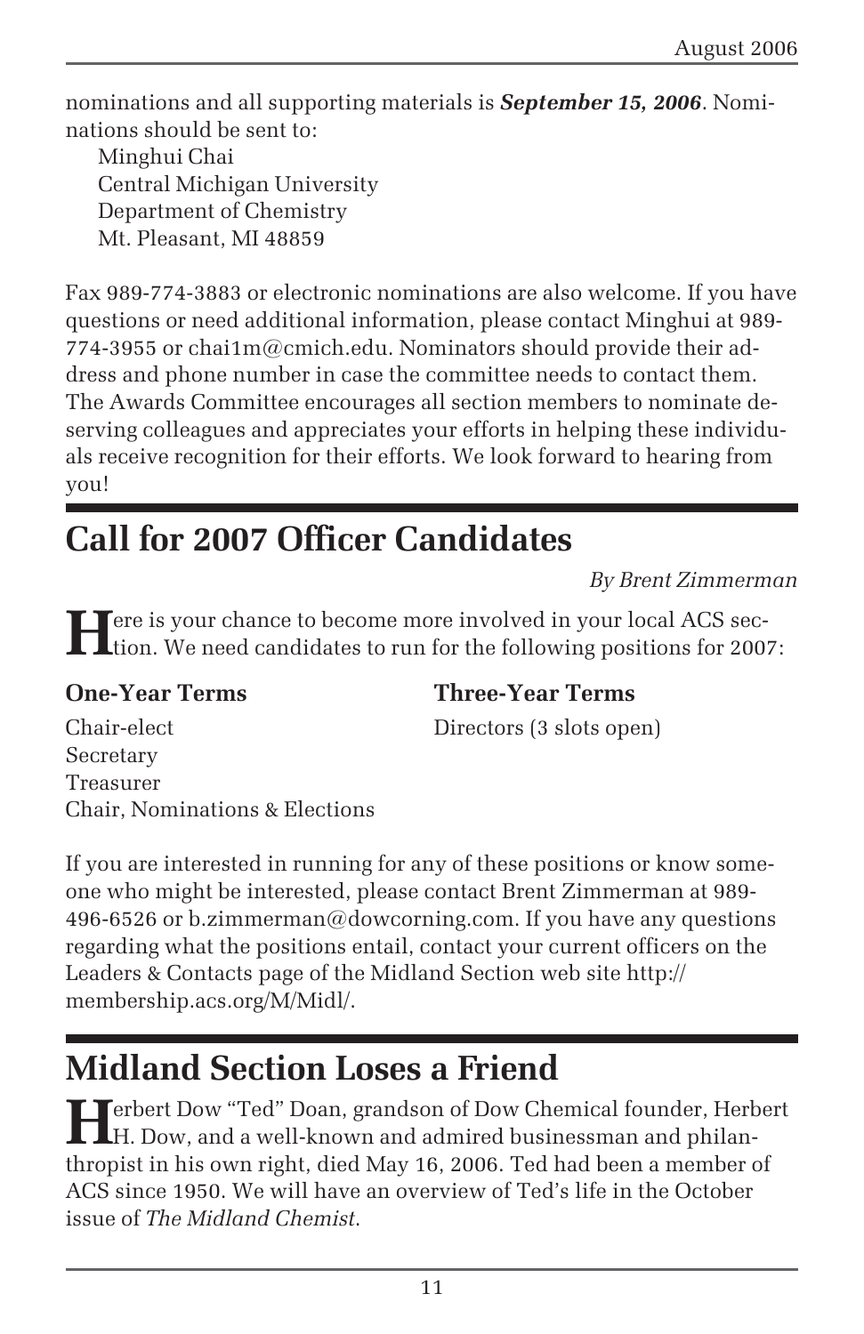nominations and all supporting materials is ***September 15, 2006***. Nominations should be sent to:

Minghui Chai
Central Michigan University
Department of Chemistry
Mt. Pleasant, MI 48859

Fax 989-774-3883 or electronic nominations are also welcome. If you have questions or need additional information, please contact Minghui at 989-774-3955 or chai1m@cmich.edu. Nominators should provide their address and phone number in case the committee needs to contact them. The Awards Committee encourages all section members to nominate deserving colleagues and appreciates your efforts in helping these individuals receive recognition for their efforts. We look forward to hearing from you!

## Call for 2007 Officer Candidates

*By Brent Zimmerman*

Here is your chance to become more involved in your local ACS section. We need candidates to run for the following positions for 2007:

**One-Year Terms**

Chair-elect
Secretary
Treasurer
Chair, Nominations & Elections

**Three-Year Terms**

Directors (3 slots open)

If you are interested in running for any of these positions or know someone who might be interested, please contact Brent Zimmerman at 989-496-6526 or b.zimmerman@dowcorning.com. If you have any questions regarding what the positions entail, contact your current officers on the Leaders & Contacts page of the Midland Section web site http://membership.acs.org/M/Midl/.

## Midland Section Loses a Friend

Herbert Dow "Ted" Doan, grandson of Dow Chemical founder, Herbert H. Dow, and a well-known and admired businessman and philanthropist in his own right, died May 16, 2006. Ted had been a member of ACS since 1950. We will have an overview of Ted's life in the October issue of *The Midland Chemist*.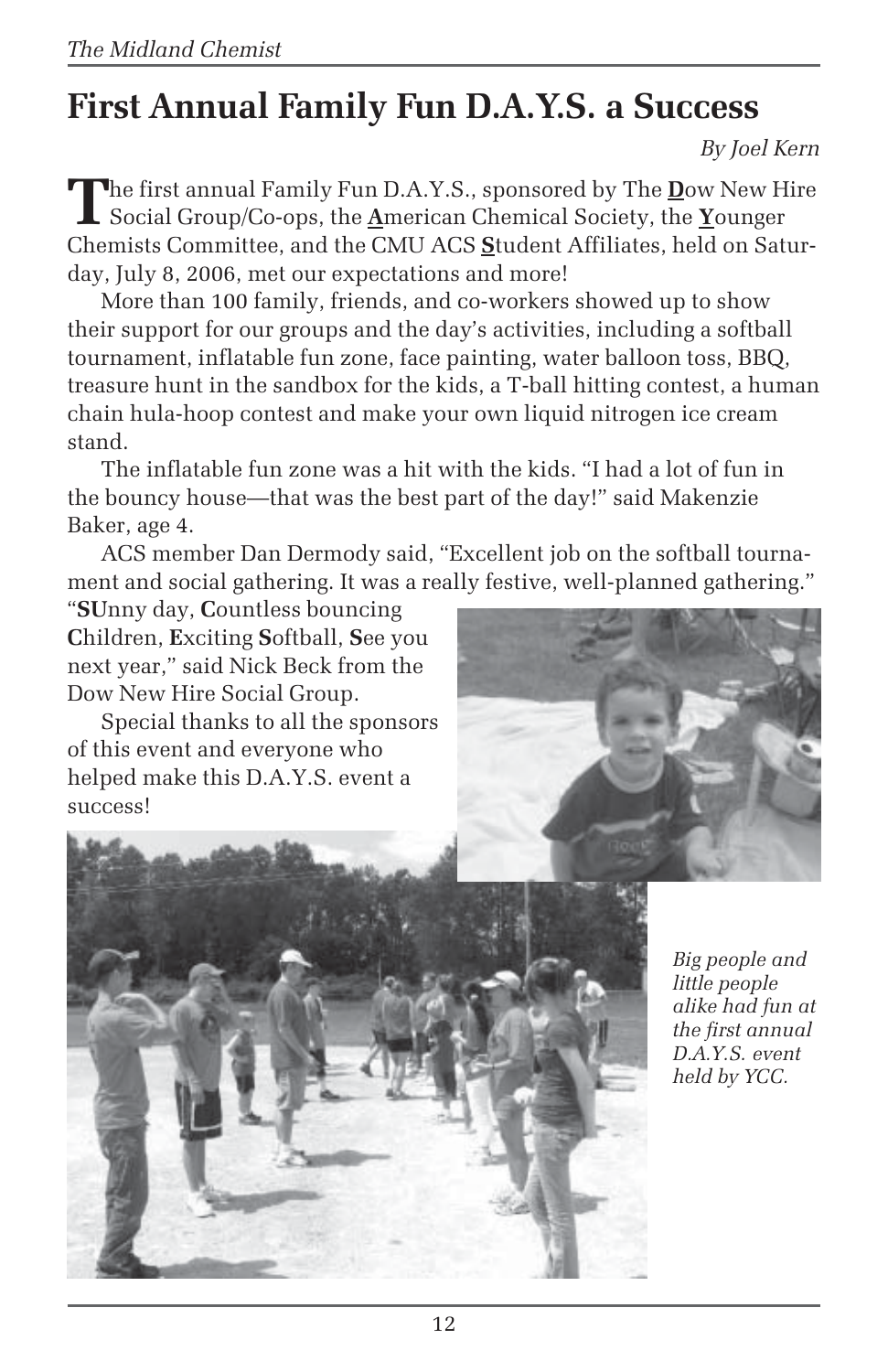# First Annual Family Fun D.A.Y.S. a Success

*By Joel Kern*

The first annual Family Fun D.A.Y.S., sponsored by The **D**ow New Hire Social Group/Co-ops, the **A**merican Chemical Society, the **Y**ounger Chemists Committee, and the CMU ACS **S**tudent Affiliates, held on Saturday, July 8, 2006, met our expectations and more!

More than 100 family, friends, and co-workers showed up to show their support for our groups and the day's activities, including a softball tournament, inflatable fun zone, face painting, water balloon toss, BBQ, treasure hunt in the sandbox for the kids, a T-ball hitting contest, a human chain hula-hoop contest and make your own liquid nitrogen ice cream stand.

The inflatable fun zone was a hit with the kids. "I had a lot of fun in the bouncy house—that was the best part of the day!" said Makenzie Baker, age 4.

ACS member Dan Dermody said, "Excellent job on the softball tournament and social gathering. It was a really festive, well-planned gathering."

"**SU**nny day, **C**ountless bouncing **C**hildren, **E**xciting **S**oftball, **S**ee you next year," said Nick Beck from the Dow New Hire Social Group.

Special thanks to all the sponsors of this event and everyone who helped make this D.A.Y.S. event a success!

*Big people and little people alike had fun at the first annual D.A.Y.S. event held by YCC.*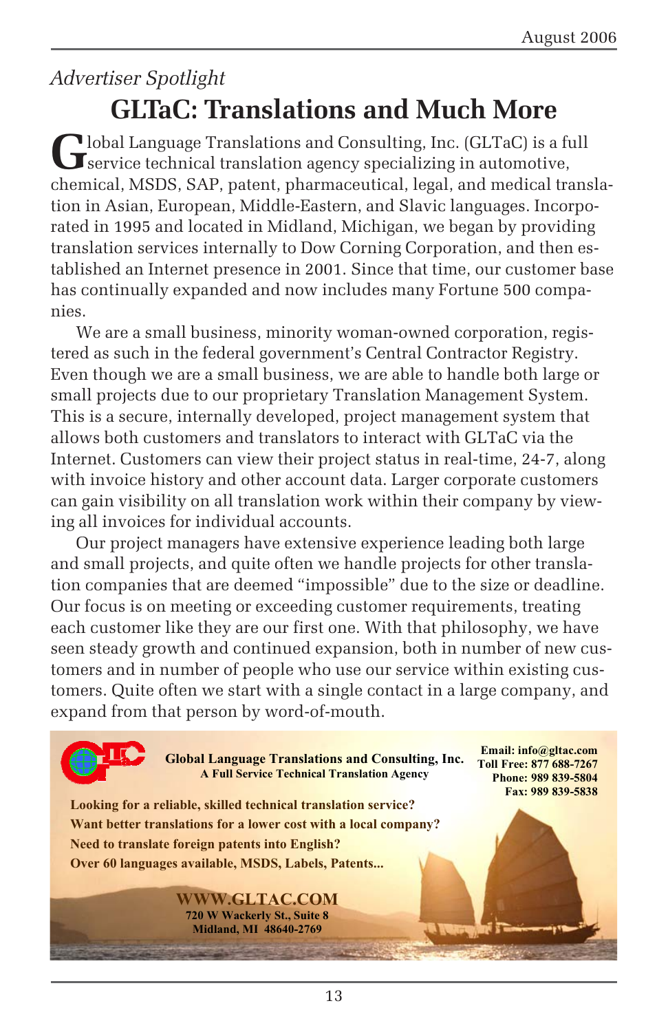*Advertiser Spotlight*

# GLTaC: Translations and Much More

Global Language Translations and Consulting, Inc. (GLTaC) is a full service technical translation agency specializing in automotive, chemical, MSDS, SAP, patent, pharmaceutical, legal, and medical translation in Asian, European, Middle-Eastern, and Slavic languages. Incorporated in 1995 and located in Midland, Michigan, we began by providing translation services internally to Dow Corning Corporation, and then established an Internet presence in 2001. Since that time, our customer base has continually expanded and now includes many Fortune 500 companies.

We are a small business, minority woman-owned corporation, registered as such in the federal government's Central Contractor Registry. Even though we are a small business, we are able to handle both large or small projects due to our proprietary Translation Management System. This is a secure, internally developed, project management system that allows both customers and translators to interact with GLTaC via the Internet. Customers can view their project status in real-time, 24-7, along with invoice history and other account data. Larger corporate customers can gain visibility on all translation work within their company by viewing all invoices for individual accounts.

Our project managers have extensive experience leading both large and small projects, and quite often we handle projects for other translation companies that are deemed "impossible" due to the size or deadline. Our focus is on meeting or exceeding customer requirements, treating each customer like they are our first one. With that philosophy, we have seen steady growth and continued expansion, both in number of new customers and in number of people who use our service within existing customers. Quite often we start with a single contact in a large company, and expand from that person by word-of-mouth.

**Global Language Translations and Consulting, Inc.**
**A Full Service Technical Translation Agency**

**Email: info@gltac.com**
**Toll Free: 877 688-7267**
**Phone: 989 839-5804**
**Fax: 989 839-5838**

**Looking for a reliable, skilled technical translation service?**
**Want better translations for a lower cost with a local company?**
**Need to translate foreign patents into English?**
**Over 60 languages available, MSDS, Labels, Patents...**

**WWW.GLTAC.COM**
**720 W Wackerly St., Suite 8**
**Midland, MI 48640-2769**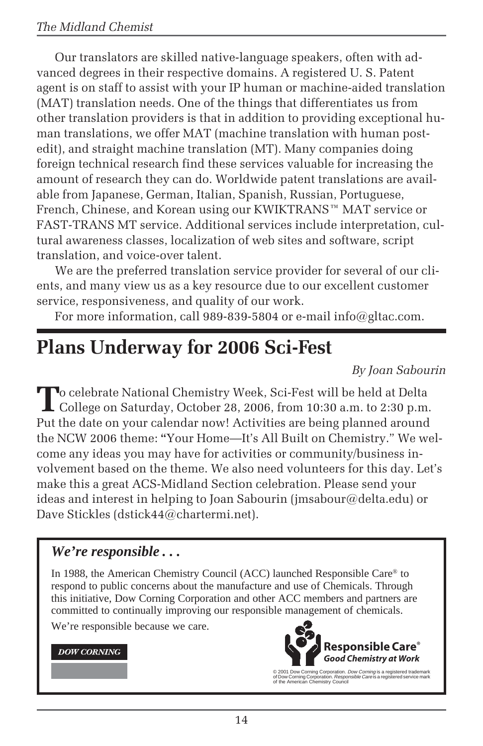Our translators are skilled native-language speakers, often with advanced degrees in their respective domains. A registered U. S. Patent agent is on staff to assist with your IP human or machine-aided translation (MAT) translation needs. One of the things that differentiates us from other translation providers is that in addition to providing exceptional human translations, we offer MAT (machine translation with human post-edit), and straight machine translation (MT). Many companies doing foreign technical research find these services valuable for increasing the amount of research they can do. Worldwide patent translations are available from Japanese, German, Italian, Spanish, Russian, Portuguese, French, Chinese, and Korean using our KWIKTRANS™ MAT service or FAST-TRANS MT service. Additional services include interpretation, cultural awareness classes, localization of web sites and software, script translation, and voice-over talent.

We are the preferred translation service provider for several of our clients, and many view us as a key resource due to our excellent customer service, responsiveness, and quality of our work.

For more information, call 989-839-5804 or e-mail info@gltac.com.

# Plans Underway for 2006 Sci-Fest

*By Joan Sabourin*

To celebrate National Chemistry Week, Sci-Fest will be held at Delta College on Saturday, October 28, 2006, from 10:30 a.m. to 2:30 p.m. Put the date on your calendar now! Activities are being planned around the NCW 2006 theme: "Your Home—It's All Built on Chemistry." We welcome any ideas you may have for activities or community/business involvement based on the theme. We also need volunteers for this day. Let's make this a great ACS-Midland Section celebration. Please send your ideas and interest in helping to Joan Sabourin (jmsabour@delta.edu) or Dave Stickles (dstick44@chartermi.net).

### *We're responsible . . .*

In 1988, the American Chemistry Council (ACC) launched Responsible Care® to respond to public concerns about the manufacture and use of Chemicals. Through this initiative, Dow Corning Corporation and other ACC members and partners are committed to continually improving our responsible management of chemicals.

We're responsible because we care.

DOW CORNING

**Responsible Care®**
***Good Chemistry at Work***

© 2001 Dow Corning Corporation. *Dow Corning* is a registered trademark of Dow Corning Corporation. *Responsible Care* is a registered service mark of the American Chemistry Council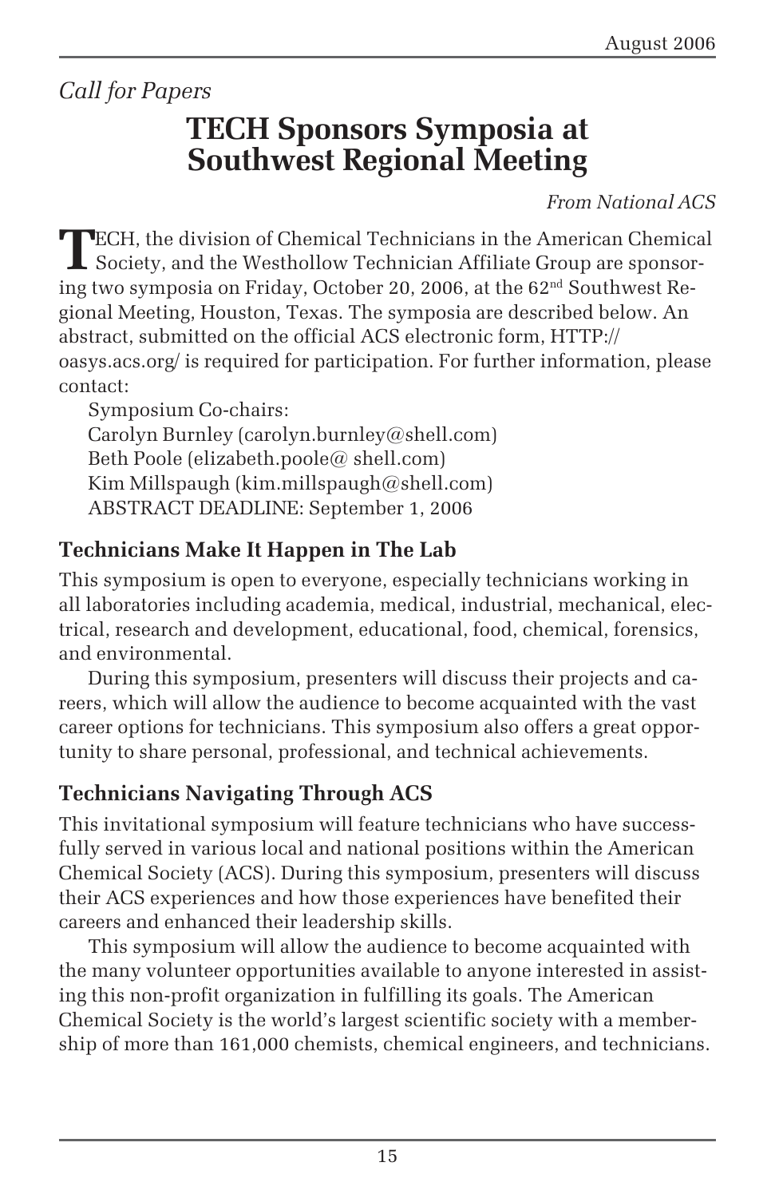*Call for Papers*

# TECH Sponsors Symposia at Southwest Regional Meeting

*From National ACS*

TECH, the division of Chemical Technicians in the American Chemical Society, and the Westhollow Technician Affiliate Group are sponsoring two symposia on Friday, October 20, 2006, at the 62nd Southwest Regional Meeting, Houston, Texas. The symposia are described below. An abstract, submitted on the official ACS electronic form, HTTP://oasys.acs.org/ is required for participation. For further information, please contact:

Symposium Co-chairs:
Carolyn Burnley (carolyn.burnley@shell.com)
Beth Poole (elizabeth.poole@ shell.com)
Kim Millspaugh (kim.millspaugh@shell.com)
ABSTRACT DEADLINE: September 1, 2006

### Technicians Make It Happen in The Lab

This symposium is open to everyone, especially technicians working in all laboratories including academia, medical, industrial, mechanical, electrical, research and development, educational, food, chemical, forensics, and environmental.

During this symposium, presenters will discuss their projects and careers, which will allow the audience to become acquainted with the vast career options for technicians. This symposium also offers a great opportunity to share personal, professional, and technical achievements.

### Technicians Navigating Through ACS

This invitational symposium will feature technicians who have successfully served in various local and national positions within the American Chemical Society (ACS). During this symposium, presenters will discuss their ACS experiences and how those experiences have benefited their careers and enhanced their leadership skills.

This symposium will allow the audience to become acquainted with the many volunteer opportunities available to anyone interested in assisting this non-profit organization in fulfilling its goals. The American Chemical Society is the world's largest scientific society with a membership of more than 161,000 chemists, chemical engineers, and technicians.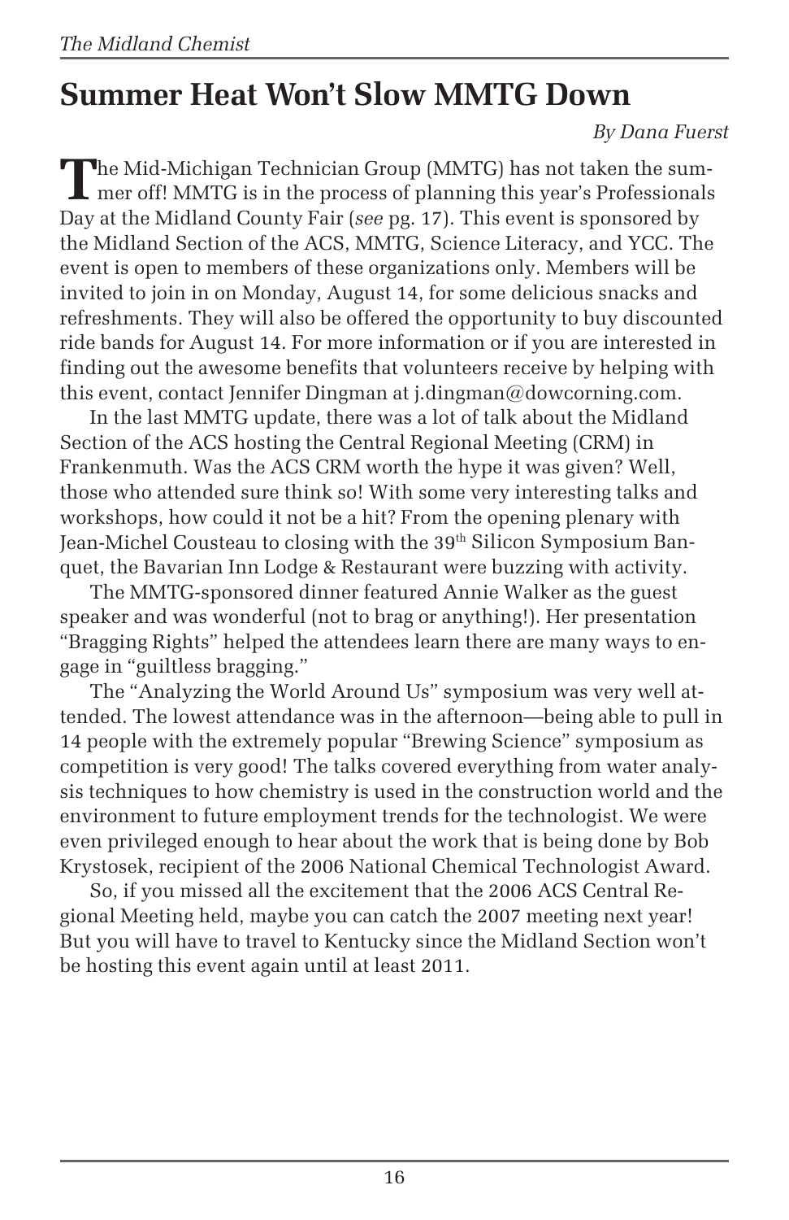# Summer Heat Won't Slow MMTG Down

*By Dana Fuerst*

The Mid-Michigan Technician Group (MMTG) has not taken the summer off! MMTG is in the process of planning this year's Professionals Day at the Midland County Fair (*see* pg. 17). This event is sponsored by the Midland Section of the ACS, MMTG, Science Literacy, and YCC. The event is open to members of these organizations only. Members will be invited to join in on Monday, August 14, for some delicious snacks and refreshments. They will also be offered the opportunity to buy discounted ride bands for August 14. For more information or if you are interested in finding out the awesome benefits that volunteers receive by helping with this event, contact Jennifer Dingman at j.dingman@dowcorning.com.

In the last MMTG update, there was a lot of talk about the Midland Section of the ACS hosting the Central Regional Meeting (CRM) in Frankenmuth. Was the ACS CRM worth the hype it was given? Well, those who attended sure think so! With some very interesting talks and workshops, how could it not be a hit? From the opening plenary with Jean-Michel Cousteau to closing with the 39$^{th}$ Silicon Symposium Banquet, the Bavarian Inn Lodge & Restaurant were buzzing with activity.

The MMTG-sponsored dinner featured Annie Walker as the guest speaker and was wonderful (not to brag or anything!). Her presentation "Bragging Rights" helped the attendees learn there are many ways to engage in "guiltless bragging."

The "Analyzing the World Around Us" symposium was very well attended. The lowest attendance was in the afternoon—being able to pull in 14 people with the extremely popular "Brewing Science" symposium as competition is very good! The talks covered everything from water analysis techniques to how chemistry is used in the construction world and the environment to future employment trends for the technologist. We were even privileged enough to hear about the work that is being done by Bob Krystosek, recipient of the 2006 National Chemical Technologist Award.

So, if you missed all the excitement that the 2006 ACS Central Regional Meeting held, maybe you can catch the 2007 meeting next year! But you will have to travel to Kentucky since the Midland Section won't be hosting this event again until at least 2011.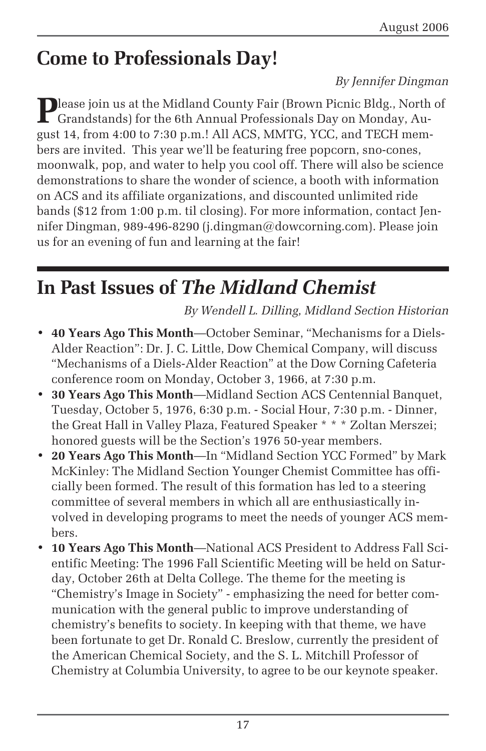## Come to Professionals Day!

*By Jennifer Dingman*

Please join us at the Midland County Fair (Brown Picnic Bldg., North of Grandstands) for the 6th Annual Professionals Day on Monday, August 14, from 4:00 to 7:30 p.m.! All ACS, MMTG, YCC, and TECH members are invited. This year we'll be featuring free popcorn, sno-cones, moonwalk, pop, and water to help you cool off. There will also be science demonstrations to share the wonder of science, a booth with information on ACS and its affiliate organizations, and discounted unlimited ride bands ($12 from 1:00 p.m. til closing). For more information, contact Jennifer Dingman, 989-496-8290 (j.dingman@dowcorning.com). Please join us for an evening of fun and learning at the fair!

## In Past Issues of *The Midland Chemist*

*By Wendell L. Dilling, Midland Section Historian*

- **40 Years Ago This Month**—October Seminar, "Mechanisms for a Diels-Alder Reaction": Dr. J. C. Little, Dow Chemical Company, will discuss "Mechanisms of a Diels-Alder Reaction" at the Dow Corning Cafeteria conference room on Monday, October 3, 1966, at 7:30 p.m.
- **30 Years Ago This Month**—Midland Section ACS Centennial Banquet, Tuesday, October 5, 1976, 6:30 p.m. - Social Hour, 7:30 p.m. - Dinner, the Great Hall in Valley Plaza, Featured Speaker * * * Zoltan Merszei; honored guests will be the Section's 1976 50-year members.
- **20 Years Ago This Month**—In "Midland Section YCC Formed" by Mark McKinley: The Midland Section Younger Chemist Committee has officially been formed. The result of this formation has led to a steering committee of several members in which all are enthusiastically involved in developing programs to meet the needs of younger ACS members.
- **10 Years Ago This Month**—National ACS President to Address Fall Scientific Meeting: The 1996 Fall Scientific Meeting will be held on Saturday, October 26th at Delta College. The theme for the meeting is "Chemistry's Image in Society" - emphasizing the need for better communication with the general public to improve understanding of chemistry's benefits to society. In keeping with that theme, we have been fortunate to get Dr. Ronald C. Breslow, currently the president of the American Chemical Society, and the S. L. Mitchill Professor of Chemistry at Columbia University, to agree to be our keynote speaker.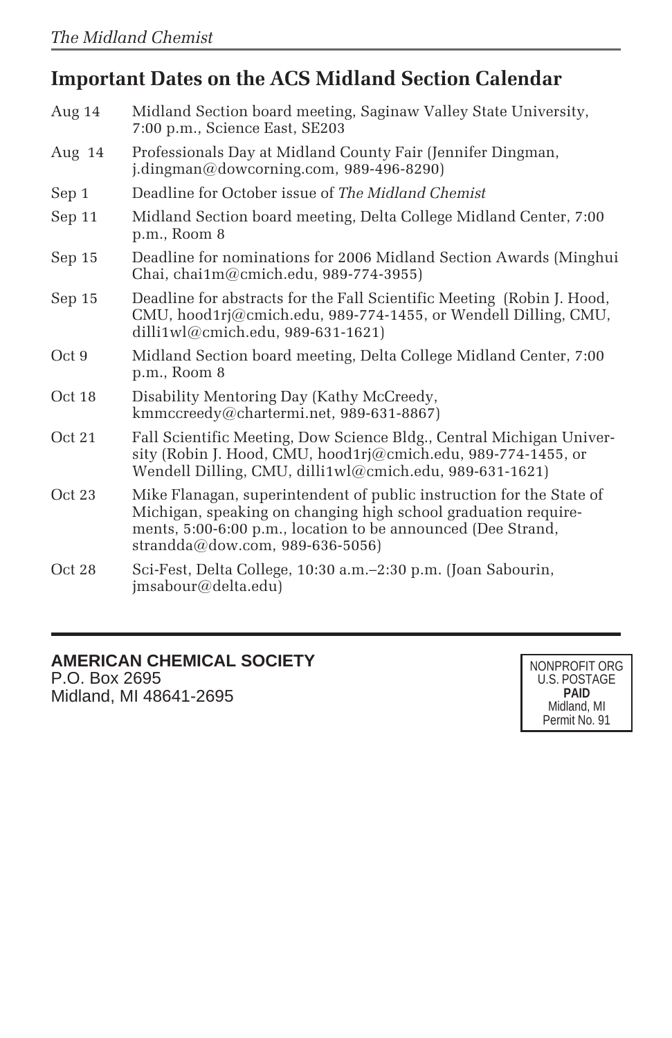## Important Dates on the ACS Midland Section Calendar

| | |
|---|---|
| Aug 14 | Midland Section board meeting, Saginaw Valley State University, 7:00 p.m., Science East, SE203 |
| Aug 14 | Professionals Day at Midland County Fair (Jennifer Dingman, j.dingman@dowcorning.com, 989-496-8290) |
| Sep 1 | Deadline for October issue of *The Midland Chemist* |
| Sep 11 | Midland Section board meeting, Delta College Midland Center, 7:00 p.m., Room 8 |
| Sep 15 | Deadline for nominations for 2006 Midland Section Awards (Minghui Chai, chai1m@cmich.edu, 989-774-3955) |
| Sep 15 | Deadline for abstracts for the Fall Scientific Meeting (Robin J. Hood, CMU, hood1rj@cmich.edu, 989-774-1455, or Wendell Dilling, CMU, dilli1wl@cmich.edu, 989-631-1621) |
| Oct 9 | Midland Section board meeting, Delta College Midland Center, 7:00 p.m., Room 8 |
| Oct 18 | Disability Mentoring Day (Kathy McCreedy, kmmccreedy@chartermi.net, 989-631-8867) |
| Oct 21 | Fall Scientific Meeting, Dow Science Bldg., Central Michigan University (Robin J. Hood, CMU, hood1rj@cmich.edu, 989-774-1455, or Wendell Dilling, CMU, dilli1wl@cmich.edu, 989-631-1621) |
| Oct 23 | Mike Flanagan, superintendent of public instruction for the State of Michigan, speaking on changing high school graduation requirements, 5:00-6:00 p.m., location to be announced (Dee Strand, strandda@dow.com, 989-636-5056) |
| Oct 28 | Sci-Fest, Delta College, 10:30 a.m.–2:30 p.m. (Joan Sabourin, jmsabour@delta.edu) |

---

**AMERICAN CHEMICAL SOCIETY**
P.O. Box 2695
Midland, MI 48641-2695

NONPROFIT ORG
U.S. POSTAGE
**PAID**
Midland, MI
Permit No. 91